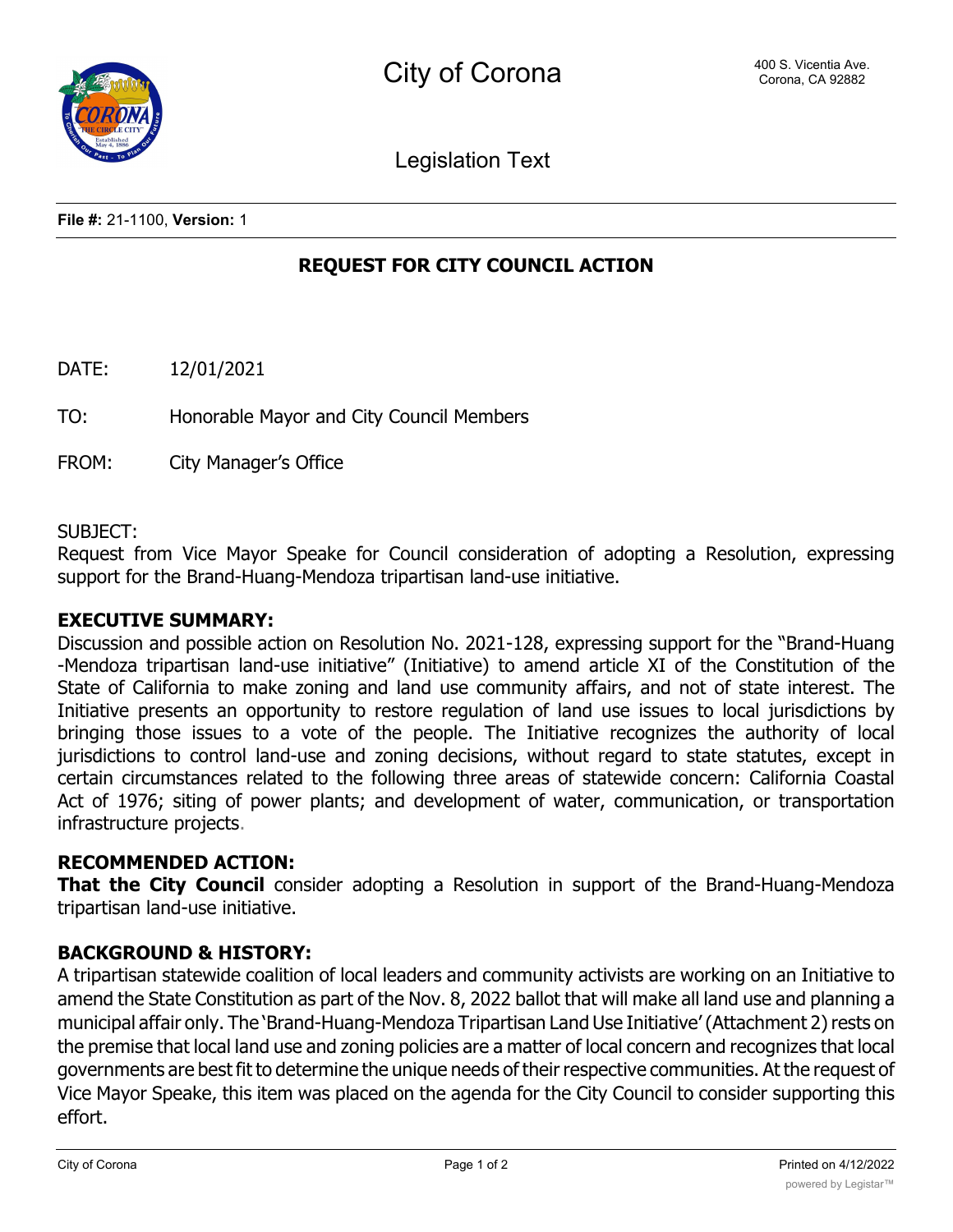# City of Corona

400 S. Vicentia Ave.
Corona, CA 92882

## Legislation Text

**File #:** 21-1100, **Version:** 1

## REQUEST FOR CITY COUNCIL ACTION

DATE: 12/01/2021

TO: Honorable Mayor and City Council Members

FROM: City Manager's Office

SUBJECT:
Request from Vice Mayor Speake for Council consideration of adopting a Resolution, expressing support for the Brand-Huang-Mendoza tripartisan land-use initiative.

**EXECUTIVE SUMMARY:**
Discussion and possible action on Resolution No. 2021-128, expressing support for the "Brand-Huang -Mendoza tripartisan land-use initiative" (Initiative) to amend article XI of the Constitution of the State of California to make zoning and land use community affairs, and not of state interest. The Initiative presents an opportunity to restore regulation of land use issues to local jurisdictions by bringing those issues to a vote of the people. The Initiative recognizes the authority of local jurisdictions to control land-use and zoning decisions, without regard to state statutes, except in certain circumstances related to the following three areas of statewide concern: California Coastal Act of 1976; siting of power plants; and development of water, communication, or transportation infrastructure projects.

**RECOMMENDED ACTION:**
**That the City Council** consider adopting a Resolution in support of the Brand-Huang-Mendoza tripartisan land-use initiative.

**BACKGROUND & HISTORY:**
A tripartisan statewide coalition of local leaders and community activists are working on an Initiative to amend the State Constitution as part of the Nov. 8, 2022 ballot that will make all land use and planning a municipal affair only. The 'Brand-Huang-Mendoza Tripartisan Land Use Initiative' (Attachment 2) rests on the premise that local land use and zoning policies are a matter of local concern and recognizes that local governments are best fit to determine the unique needs of their respective communities. At the request of Vice Mayor Speake, this item was placed on the agenda for the City Council to consider supporting this effort.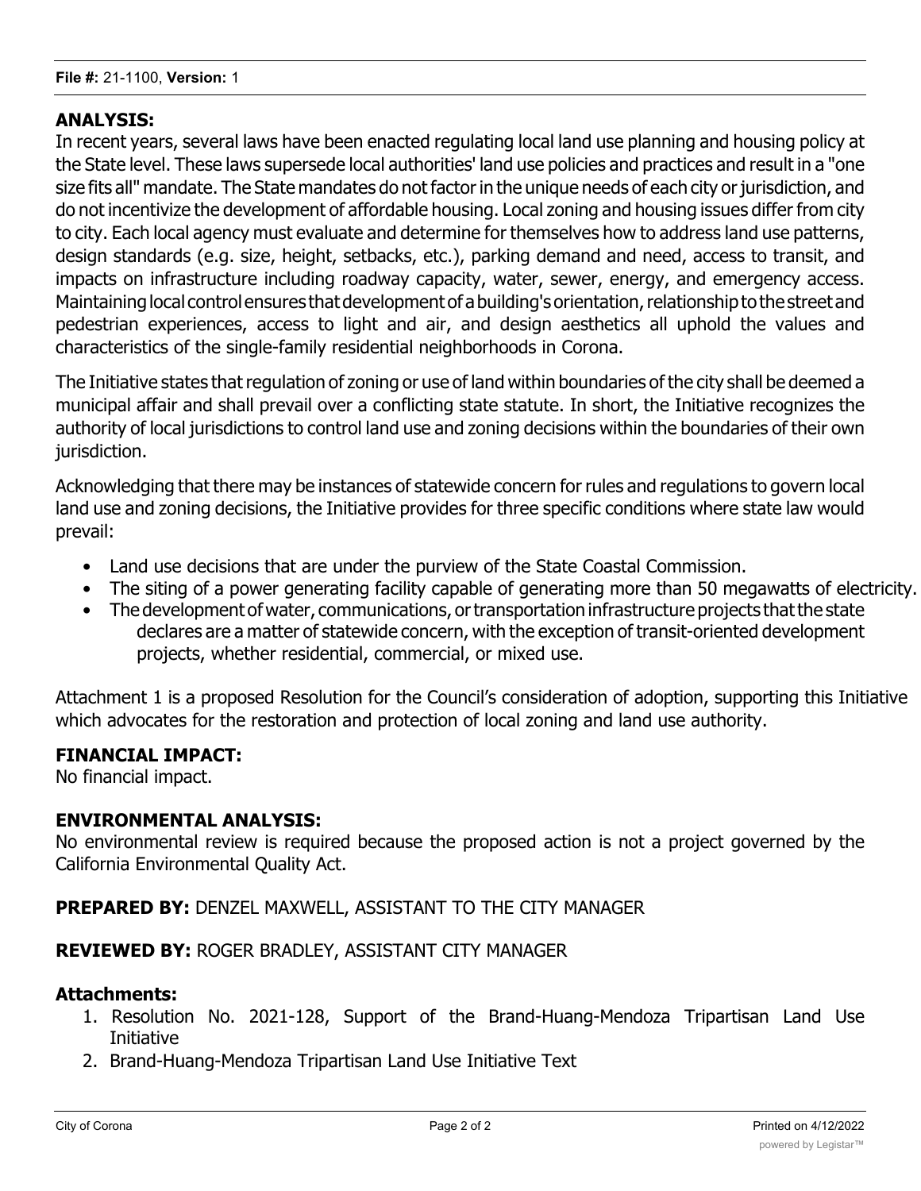**ANALYSIS:**
In recent years, several laws have been enacted regulating local land use planning and housing policy at the State level. These laws supersede local authorities' land use policies and practices and result in a "one size fits all" mandate. The State mandates do not factor in the unique needs of each city or jurisdiction, and do not incentivize the development of affordable housing. Local zoning and housing issues differ from city to city. Each local agency must evaluate and determine for themselves how to address land use patterns, design standards (e.g. size, height, setbacks, etc.), parking demand and need, access to transit, and impacts on infrastructure including roadway capacity, water, sewer, energy, and emergency access. Maintaining local control ensures that development of a building's orientation, relationship to the street and pedestrian experiences, access to light and air, and design aesthetics all uphold the values and characteristics of the single-family residential neighborhoods in Corona.

The Initiative states that regulation of zoning or use of land within boundaries of the city shall be deemed a municipal affair and shall prevail over a conflicting state statute. In short, the Initiative recognizes the authority of local jurisdictions to control land use and zoning decisions within the boundaries of their own jurisdiction.

Acknowledging that there may be instances of statewide concern for rules and regulations to govern local land use and zoning decisions, the Initiative provides for three specific conditions where state law would prevail:

- Land use decisions that are under the purview of the State Coastal Commission.
- The siting of a power generating facility capable of generating more than 50 megawatts of electricity.
- The development of water, communications, or transportation infrastructure projects that the state declares are a matter of statewide concern, with the exception of transit-oriented development projects, whether residential, commercial, or mixed use.

Attachment 1 is a proposed Resolution for the Council's consideration of adoption, supporting this Initiative which advocates for the restoration and protection of local zoning and land use authority.

**FINANCIAL IMPACT:**
No financial impact.

**ENVIRONMENTAL ANALYSIS:**
No environmental review is required because the proposed action is not a project governed by the California Environmental Quality Act.

**PREPARED BY:** DENZEL MAXWELL, ASSISTANT TO THE CITY MANAGER

**REVIEWED BY:** ROGER BRADLEY, ASSISTANT CITY MANAGER

**Attachments:**

1. Resolution No. 2021-128, Support of the Brand-Huang-Mendoza Tripartisan Land Use Initiative
2. Brand-Huang-Mendoza Tripartisan Land Use Initiative Text